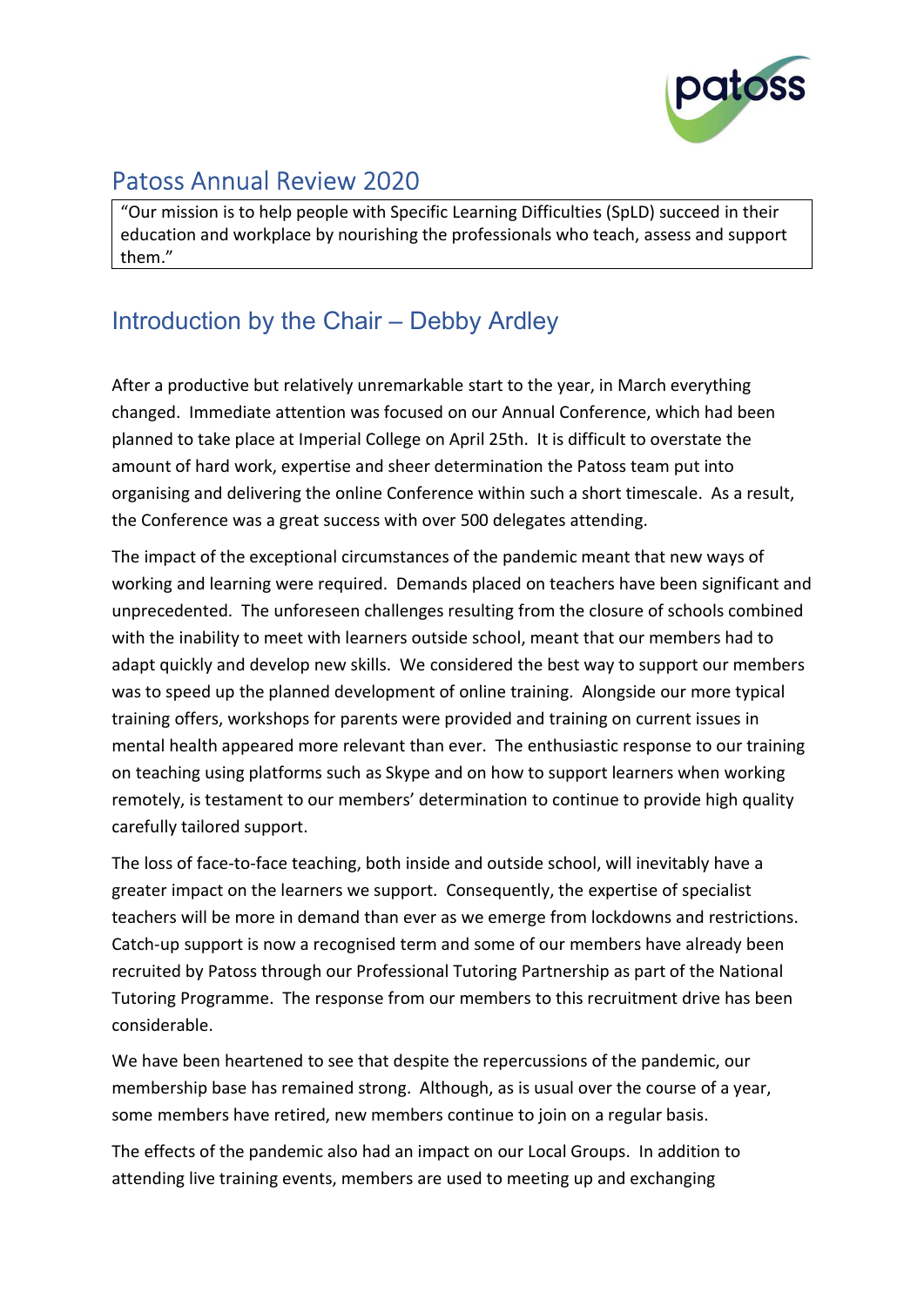# Patoss Annual Review 2020

"Our mission is to help people with Specific Learning Difficulties (SpLD) succeed in their education and workplace by nourishing the professionals who teach, assess and support them."

## Introduction by the Chair – Debby Ardley

After a productive but relatively unremarkable start to the year, in March everything changed. Immediate attention was focused on our Annual Conference, which had been planned to take place at Imperial College on April 25th. It is difficult to overstate the amount of hard work, expertise and sheer determination the Patoss team put into organising and delivering the online Conference within such a short timescale. As a result, the Conference was a great success with over 500 delegates attending.

The impact of the exceptional circumstances of the pandemic meant that new ways of working and learning were required. Demands placed on teachers have been significant and unprecedented. The unforeseen challenges resulting from the closure of schools combined with the inability to meet with learners outside school, meant that our members had to adapt quickly and develop new skills. We considered the best way to support our members was to speed up the planned development of online training. Alongside our more typical training offers, workshops for parents were provided and training on current issues in mental health appeared more relevant than ever. The enthusiastic response to our training on teaching using platforms such as Skype and on how to support learners when working remotely, is testament to our members' determination to continue to provide high quality carefully tailored support.

The loss of face-to-face teaching, both inside and outside school, will inevitably have a greater impact on the learners we support. Consequently, the expertise of specialist teachers will be more in demand than ever as we emerge from lockdowns and restrictions. Catch-up support is now a recognised term and some of our members have already been recruited by Patoss through our Professional Tutoring Partnership as part of the National Tutoring Programme. The response from our members to this recruitment drive has been considerable.

We have been heartened to see that despite the repercussions of the pandemic, our membership base has remained strong. Although, as is usual over the course of a year, some members have retired, new members continue to join on a regular basis.

The effects of the pandemic also had an impact on our Local Groups. In addition to attending live training events, members are used to meeting up and exchanging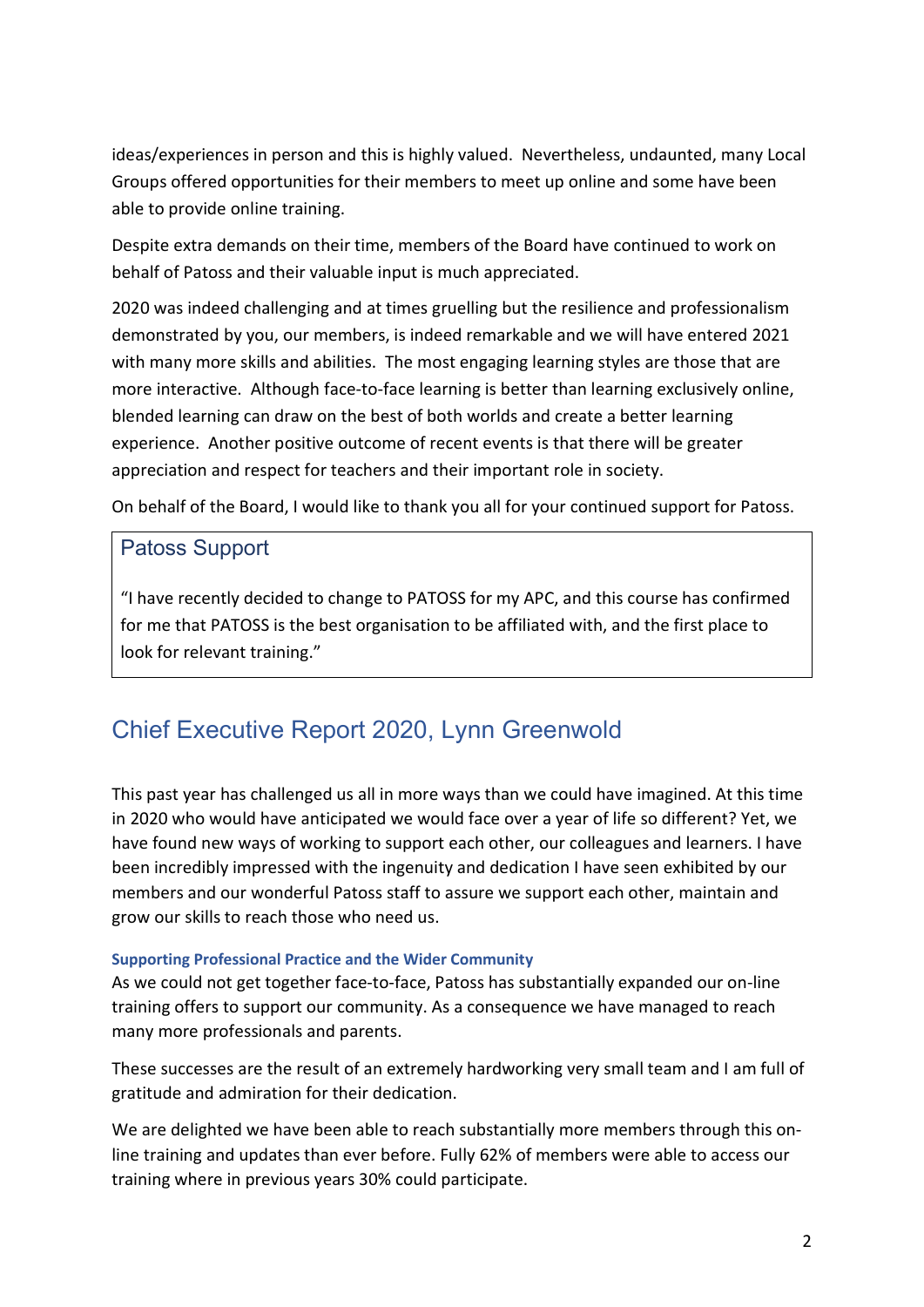ideas/experiences in person and this is highly valued. Nevertheless, undaunted, many Local Groups offered opportunities for their members to meet up online and some have been able to provide online training.

Despite extra demands on their time, members of the Board have continued to work on behalf of Patoss and their valuable input is much appreciated.

2020 was indeed challenging and at times gruelling but the resilience and professionalism demonstrated by you, our members, is indeed remarkable and we will have entered 2021 with many more skills and abilities. The most engaging learning styles are those that are more interactive. Although face-to-face learning is better than learning exclusively online, blended learning can draw on the best of both worlds and create a better learning experience. Another positive outcome of recent events is that there will be greater appreciation and respect for teachers and their important role in society.

On behalf of the Board, I would like to thank you all for your continued support for Patoss.

> ### Patoss Support
>
> "I have recently decided to change to PATOSS for my APC, and this course has confirmed for me that PATOSS is the best organisation to be affiliated with, and the first place to look for relevant training."

## Chief Executive Report 2020, Lynn Greenwold

This past year has challenged us all in more ways than we could have imagined. At this time in 2020 who would have anticipated we would face over a year of life so different? Yet, we have found new ways of working to support each other, our colleagues and learners. I have been incredibly impressed with the ingenuity and dedication I have seen exhibited by our members and our wonderful Patoss staff to assure we support each other, maintain and grow our skills to reach those who need us.

#### Supporting Professional Practice and the Wider Community

As we could not get together face-to-face, Patoss has substantially expanded our on-line training offers to support our community. As a consequence we have managed to reach many more professionals and parents.

These successes are the result of an extremely hardworking very small team and I am full of gratitude and admiration for their dedication.

We are delighted we have been able to reach substantially more members through this on-line training and updates than ever before. Fully 62% of members were able to access our training where in previous years 30% could participate.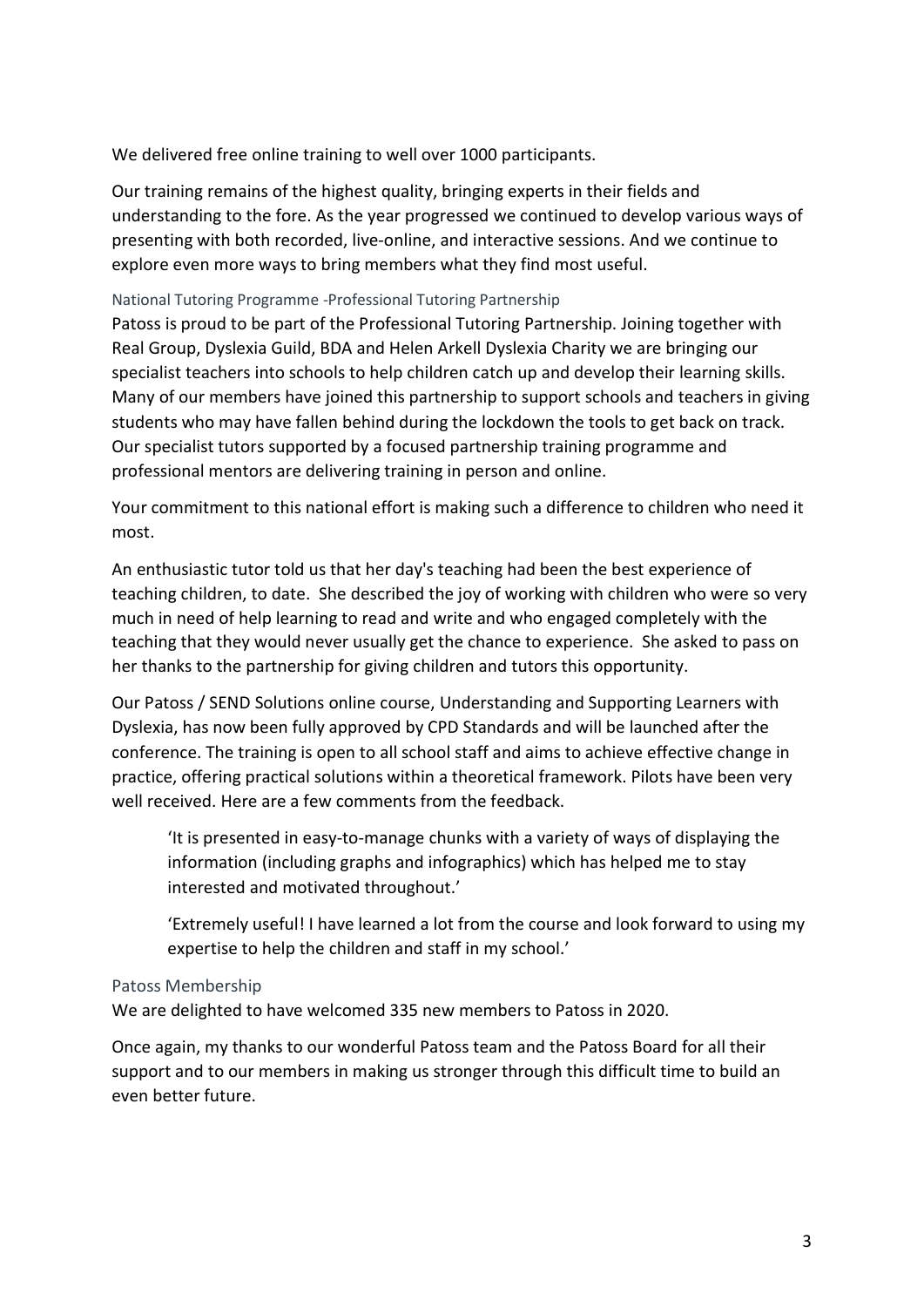We delivered free online training to well over 1000 participants.

Our training remains of the highest quality, bringing experts in their fields and understanding to the fore. As the year progressed we continued to develop various ways of presenting with both recorded, live-online, and interactive sessions. And we continue to explore even more ways to bring members what they find most useful.

### National Tutoring Programme -Professional Tutoring Partnership

Patoss is proud to be part of the Professional Tutoring Partnership. Joining together with Real Group, Dyslexia Guild, BDA and Helen Arkell Dyslexia Charity we are bringing our specialist teachers into schools to help children catch up and develop their learning skills. Many of our members have joined this partnership to support schools and teachers in giving students who may have fallen behind during the lockdown the tools to get back on track. Our specialist tutors supported by a focused partnership training programme and professional mentors are delivering training in person and online.

Your commitment to this national effort is making such a difference to children who need it most.

An enthusiastic tutor told us that her day's teaching had been the best experience of teaching children, to date. She described the joy of working with children who were so very much in need of help learning to read and write and who engaged completely with the teaching that they would never usually get the chance to experience. She asked to pass on her thanks to the partnership for giving children and tutors this opportunity.

Our Patoss / SEND Solutions online course, Understanding and Supporting Learners with Dyslexia, has now been fully approved by CPD Standards and will be launched after the conference. The training is open to all school staff and aims to achieve effective change in practice, offering practical solutions within a theoretical framework. Pilots have been very well received. Here are a few comments from the feedback.

> 'It is presented in easy-to-manage chunks with a variety of ways of displaying the information (including graphs and infographics) which has helped me to stay interested and motivated throughout.'
>
> 'Extremely useful! I have learned a lot from the course and look forward to using my expertise to help the children and staff in my school.'

### Patoss Membership

We are delighted to have welcomed 335 new members to Patoss in 2020.

Once again, my thanks to our wonderful Patoss team and the Patoss Board for all their support and to our members in making us stronger through this difficult time to build an even better future.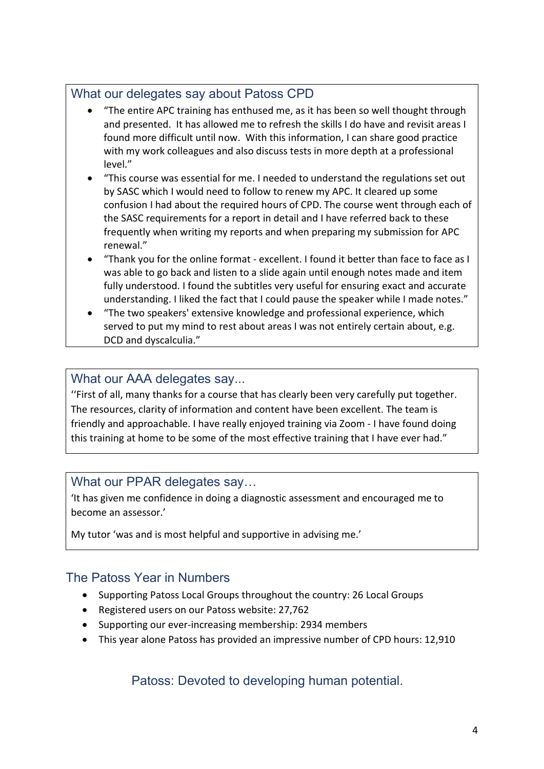## What our delegates say about Patoss CPD

- "The entire APC training has enthused me, as it has been so well thought through and presented. It has allowed me to refresh the skills I do have and revisit areas I found more difficult until now. With this information, I can share good practice with my work colleagues and also discuss tests in more depth at a professional level."
- "This course was essential for me. I needed to understand the regulations set out by SASC which I would need to follow to renew my APC. It cleared up some confusion I had about the required hours of CPD. The course went through each of the SASC requirements for a report in detail and I have referred back to these frequently when writing my reports and when preparing my submission for APC renewal."
- "Thank you for the online format - excellent. I found it better than face to face as I was able to go back and listen to a slide again until enough notes made and item fully understood. I found the subtitles very useful for ensuring exact and accurate understanding. I liked the fact that I could pause the speaker while I made notes."
- "The two speakers' extensive knowledge and professional experience, which served to put my mind to rest about areas I was not entirely certain about, e.g. DCD and dyscalculia."

## What our AAA delegates say...

''First of all, many thanks for a course that has clearly been very carefully put together. The resources, clarity of information and content have been excellent. The team is friendly and approachable. I have really enjoyed training via Zoom - I have found doing this training at home to be some of the most effective training that I have ever had."

## What our PPAR delegates say…

'It has given me confidence in doing a diagnostic assessment and encouraged me to become an assessor.'

My tutor 'was and is most helpful and supportive in advising me.'

## The Patoss Year in Numbers

- Supporting Patoss Local Groups throughout the country: 26 Local Groups
- Registered users on our Patoss website: 27,762
- Supporting our ever-increasing membership: 2934 members
- This year alone Patoss has provided an impressive number of CPD hours: 12,910

Patoss: Devoted to developing human potential.